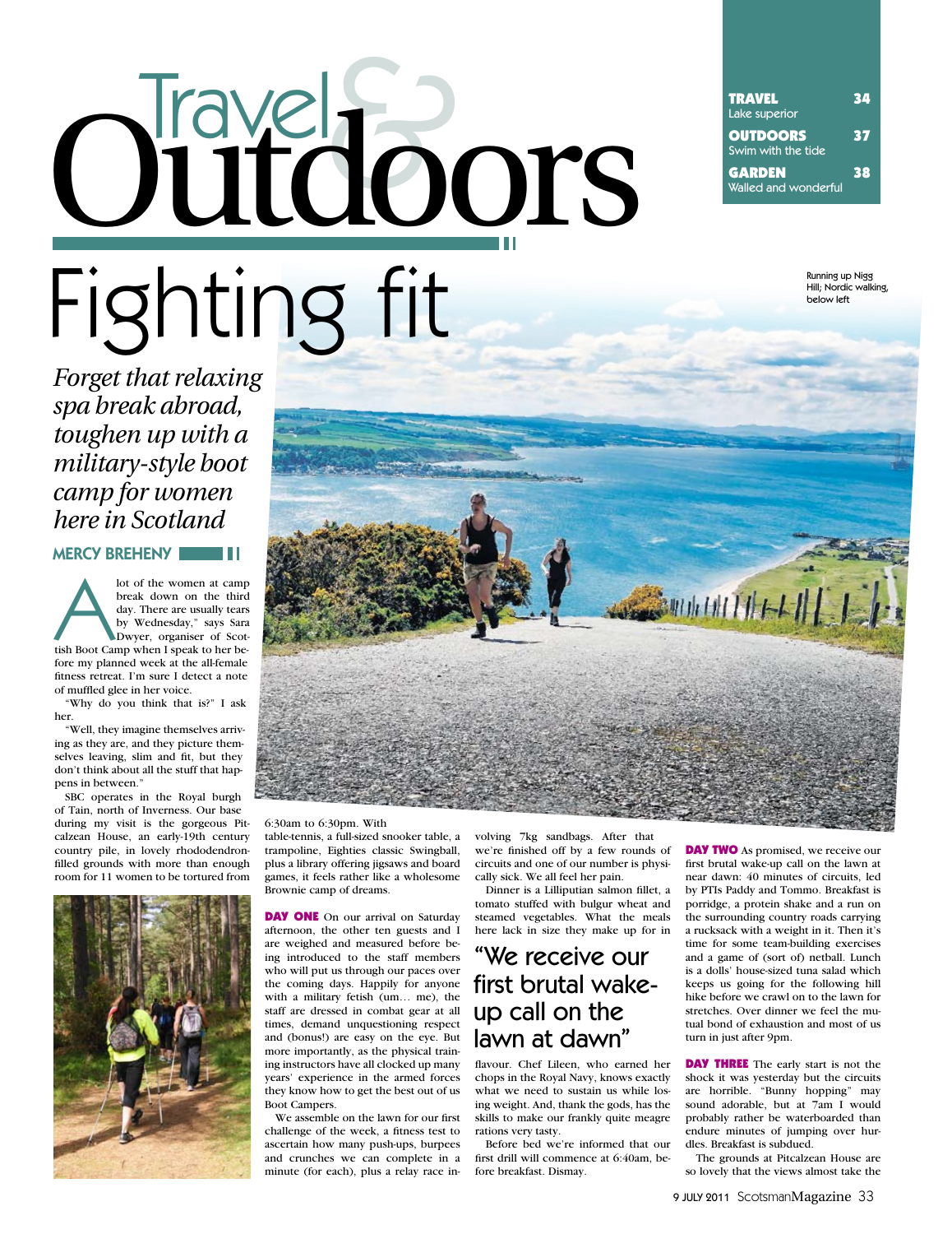# Travel & Outdoors

**TRAVEL** 34
Lake superior

**OUTDOORS** 37
Swim with the tide

**GARDEN** 38
Walled and wonderful

# Fighting fit

*Forget that relaxing spa break abroad, toughen up with a military-style boot camp for women here in Scotland*

**MERCY BREHENY**

Running up Nigg Hill; Nordic walking, below left

A lot of the women at camp break down on the third day. There are usually tears by Wednesday," says Sara Dwyer, organiser of Scottish Boot Camp when I speak to her before my planned week at the all-female fitness retreat. I'm sure I detect a note of muffled glee in her voice.

"Why do you think that is?" I ask her.

"Well, they imagine themselves arriving as they are, and they picture themselves leaving, slim and fit, but they don't think about all the stuff that happens in between."

SBC operates in the Royal burgh of Tain, north of Inverness. Our base during my visit is the gorgeous Pitcalzean House, an early-19th century country pile, in lovely rhododendron-filled grounds with more than enough room for 11 women to be tortured from 6:30am to 6:30pm. With table-tennis, a full-sized snooker table, a trampoline, Eighties classic Swingball, plus a library offering jigsaws and board games, it feels rather like a wholesome Brownie camp of dreams.

**DAY ONE** On our arrival on Saturday afternoon, the other ten guests and I are weighed and measured before being introduced to the staff members who will put us through our paces over the coming days. Happily for anyone with a military fetish (um… me), the staff are dressed in combat gear at all times, demand unquestioning respect and (bonus!) are easy on the eye. But more importantly, as the physical training instructors have all clocked up many years' experience in the armed forces they know how to get the best out of us Boot Campers.

We assemble on the lawn for our first challenge of the week, a fitness test to ascertain how many push-ups, burpees and crunches we can complete in a minute (for each), plus a relay race involving 7kg sandbags. After that we're finished off by a few rounds of circuits and one of our number is physically sick. We all feel her pain.

Dinner is a Lilliputian salmon fillet, a tomato stuffed with bulgur wheat and steamed vegetables. What the meals here lack in size they make up for in flavour. Chef Lileen, who earned her chops in the Royal Navy, knows exactly what we need to sustain us while losing weight. And, thank the gods, has the skills to make our frankly quite meagre rations very tasty.

> "We receive our first brutal wake-up call on the lawn at dawn"

Before bed we're informed that our first drill will commence at 6:40am, before breakfast. Dismay.

**DAY TWO** As promised, we receive our first brutal wake-up call on the lawn at near dawn: 40 minutes of circuits, led by PTIs Paddy and Tommo. Breakfast is porridge, a protein shake and a run on the surrounding country roads carrying a rucksack with a weight in it. Then it's time for some team-building exercises and a game of (sort of) netball. Lunch is a dolls' house-sized tuna salad which keeps us going for the following hill hike before we crawl on to the lawn for stretches. Over dinner we feel the mutual bond of exhaustion and most of us turn in just after 9pm.

**DAY THREE** The early start is not the shock it was yesterday but the circuits are horrible. "Bunny hopping" may sound adorable, but at 7am I would probably rather be waterboarded than endure minutes of jumping over hurdles. Breakfast is subdued.

The grounds at Pitcalzean House are so lovely that the views almost take the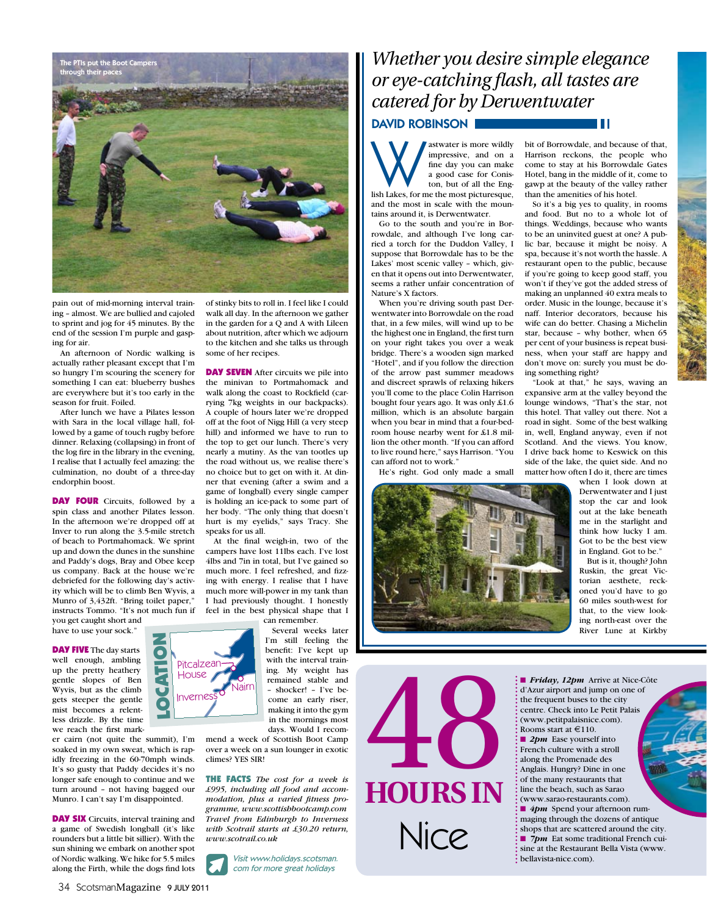The PTIs put the Boot Campers through their paces

pain out of mid-morning interval training – almost. We are bullied and cajoled to sprint and jog for 45 minutes. By the end of the session I'm purple and gasping for air.

An afternoon of Nordic walking is actually rather pleasant except that I'm so hungry I'm scouring the scenery for something I can eat: blueberry bushes are everywhere but it's too early in the season for fruit. Foiled.

After lunch we have a Pilates lesson with Sara in the local village hall, followed by a game of touch rugby before dinner. Relaxing (collapsing) in front of the log fire in the library in the evening, I realise that I actually feel amazing: the culmination, no doubt of a three-day endorphin boost.

**DAY FOUR** Circuits, followed by a spin class and another Pilates lesson. In the afternoon we're dropped off at Inver to run along the 3.5-mile stretch of beach to Portmahomack. We sprint up and down the dunes in the sunshine and Paddy's dogs, Bray and Obee keep us company. Back at the house we're debriefed for the following day's activity which will be to climb Ben Wyvis, a Munro of 3,432ft. "Bring toilet paper," instructs Tommo. "It's not much fun if you get caught short and have to use your sock."

**DAY FIVE** The day starts well enough, ambling up the pretty heathery gentle slopes of Ben Wyvis, but as the climb gets steeper the gentle mist becomes a relentless drizzle. By the time we reach the first marker cairn (not quite the summit), I'm soaked in my own sweat, which is rapidly freezing in the 60-70mph winds. It's so gusty that Paddy decides it's no longer safe enough to continue and we turn around – not having bagged our Munro. I can't say I'm disappointed.

**DAY SIX** Circuits, interval training and a game of Swedish longball (it's like rounders but a little bit sillier). With the sun shining we embark on another spot of Nordic walking. We hike for 5.5 miles along the Firth, while the dogs find lots of stinky bits to roll in. I feel like I could walk all day. In the afternoon we gather in the garden for a Q and A with Lileen about nutrition, after which we adjourn to the kitchen and she talks us through some of her recipes.

**DAY SEVEN** After circuits we pile into the minivan to Portmahomack and walk along the coast to Rockfield (carrying 7kg weights in our backpacks). A couple of hours later we're dropped off at the foot of Nigg Hill (a very steep hill) and informed we have to run to the top to get our lunch. There's very nearly a mutiny. As the van tootles up the road without us, we realise there's no choice but to get on with it. At dinner that evening (after a swim and a game of longball) every single camper is holding an ice-pack to some part of her body. "The only thing that doesn't hurt is my eyelids," says Tracy. She speaks for us all.

At the final weigh-in, two of the campers have lost 11lbs each. I've lost 4lbs and 7in in total, but I've gained so much more. I feel refreshed, and fizzing with energy. I realise that I have much more will-power in my tank than I had previously thought. I honestly feel in the best physical shape that I can remember.

Several weeks later I'm still feeling the benefit: I've kept up with the interval training. My weight has remained stable and – shocker! – I've become an early riser, making it into the gym in the mornings most days. Would I recommend a week of Scottish Boot Camp over a week on a sun lounger in exotic climes? YES SIR!

**THE FACTS** *The cost for a week is £995, including all food and accommodation, plus a varied fitness programme, www.scottishbootcamp.com Travel from Edinburgh to Inverness with Scotrail starts at £30.20 return, www.scotrail.co.uk*

LOCATION: Pitcalzean House, Nairn, Inverness

*Visit www.holidays.scotsman.com for more great holidays*

# *Whether you desire simple elegance or eye-catching flash, all tastes are catered for by Derwentwater*

**DAVID ROBINSON**

Wastwater is more wildly impressive, and on a fine day you can make a good case for Coniston, but of all the English Lakes, for me the most picturesque, and the most in scale with the mountains around it, is Derwentwater.

Go to the south and you're in Borrowdale, and although I've long carried a torch for the Duddon Valley, I suppose that Borrowdale has to be the Lakes' most scenic valley – which, given that it opens out into Derwentwater, seems a rather unfair concentration of Nature's X factors.

When you're driving south past Derwentwater into Borrowdale on the road that, in a few miles, will wind up to be the highest one in England, the first turn on your right takes you over a weak bridge. There's a wooden sign marked "Hotel", and if you follow the direction of the arrow past summer meadows and discreet sprawls of relaxing hikers you'll come to the place Colin Harrison bought four years ago. It was only £1.6 million, which is an absolute bargain when you bear in mind that a four-bedroom house nearby went for £1.8 million the other month. "If you can afford to live round here," says Harrison. "You can afford not to work."

He's right. God only made a small bit of Borrowdale, and because of that, Harrison reckons, the people who come to stay at his Borrowdale Gates Hotel, bang in the middle of it, come to gawp at the beauty of the valley rather than the amenities of his hotel.

So it's a big yes to quality, in rooms and food. But no to a whole lot of things. Weddings, because who wants to be an uninvited guest at one? A public bar, because it might be noisy. A spa, because it's not worth the hassle. A restaurant open to the public, because if you're going to keep good staff, you won't if they've got the added stress of making an unplanned 40 extra meals to order. Music in the lounge, because it's naff. Interior decorators, because his wife can do better. Chasing a Michelin star, because – why bother, when 65 per cent of your business is repeat business, when your staff are happy and don't move on: surely you must be doing something right?

"Look at that," he says, waving an expansive arm at the valley beyond the lounge windows, "That's the star, not this hotel. That valley out there. Not a road in sight. Some of the best walking in, well, England anyway, even if not Scotland. And the views. You know, I drive back home to Keswick on this side of the lake, the quiet side. And no matter how often I do it, there are times when I look down at Derwentwater and I just stop the car and look out at the lake beneath me in the starlight and think how lucky I am. Got to be the best view in England. Got to be."

But is it, though? John Ruskin, the great Victorian aesthete, reckoned you'd have to go 60 miles south-west for that, to the view looking north-east over the River Lune at Kirkby

# 48 HOURS IN Nice

■ ***Friday, 12pm*** Arrive at Nice-Côte d'Azur airport and jump on one of the frequent buses to the city centre. Check into Le Petit Palais (www.petitpalaisnice.com). Rooms start at €110.

■ ***2pm*** Ease yourself into French culture with a stroll along the Promenade des Anglais. Hungry? Dine in one of the many restaurants that line the beach, such as Sarao (www.sarao-restaurants.com).

■ ***4pm*** Spend your afternoon rummaging through the dozens of antique shops that are scattered around the city.

■ ***7pm*** Eat some traditional French cuisine at the Restaurant Bella Vista (www.bellavista-nice.com).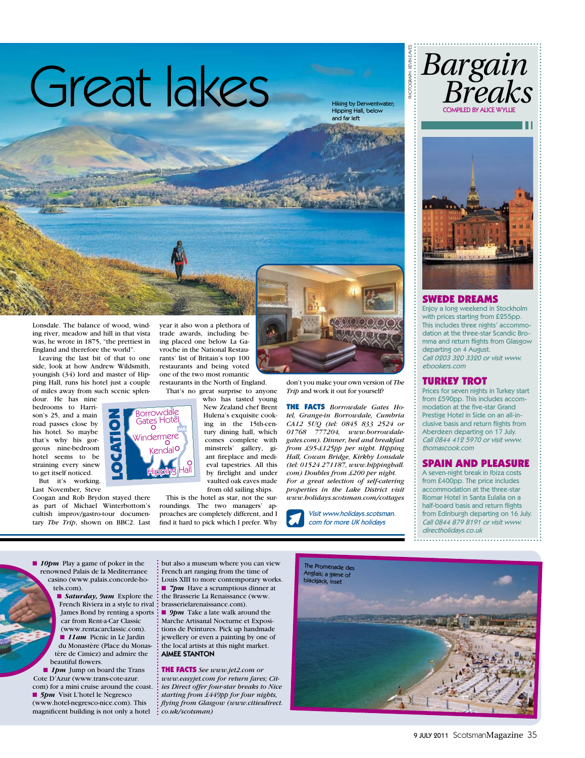# Great lakes

Hiking by Derwentwater; Hipping Hall, below and far left

PHOTOGRAPH: KEVIN EAVES

Lonsdale. The balance of wood, winding river, meadow and hill in that vista was, he wrote in 1875, "the prettiest in England and therefore the world".

Leaving the last bit of that to one side, look at how Andrew Wildsmith, youngish (34) lord and master of Hipping Hall, runs his hotel just a couple of miles away from such scenic splendour. He has nine bedrooms to Harrison's 25, and a main road passes close by his hotel. So maybe that's why his gorgeous nine-bedroom hotel seems to be straining every sinew to get itself noticed.

But it's working. Last November, Steve Coogan and Rob Brydon stayed there as part of Michael Winterbottom's cultish improv/gastro-tour documentary *The Trip*, shown on BBC2. Last year it also won a plethora of trade awards, including being placed one below La Gavroche in the National Restaurants' list of Britain's top 100 restaurants and being voted one of the two most romantic restaurants in the North of England.

That's no great surprise to anyone who has tasted young New Zealand chef Brent Hulena's exquisite cooking in the 15th-century dining hall, which comes complete with minstrels' gallery, giant fireplace and medieval tapestries. All this by firelight and under vaulted oak eaves made from old sailing ships.

This is the hotel as star, not the surroundings. The two managers' approaches are completely different, and I find it hard to pick which I prefer. Why don't you make your own version of *The Trip* and work it out for yourself?

LOCATION: Borrowdale Gates Hotel, Windermere, Kendal, Hipping Hall, M6

**THE FACTS** *Borrowdale Gates Hotel, Grange-in Borrowdale, Cumbria CA12 5UQ (tel: 0845 833 2524 or 01768 777204, www.borrowdale-gates.com). Dinner, bed and breakfast from £95-£125pp per night. Hipping Hall, Cowan Bridge, Kirkby Lonsdale (tel: 01524 271187, www.hippinghall.com) Doubles from £200 per night. For a great selection of self-catering properties in the Lake District visit www.holidays.scotsman.com/cottages*

*Visit www.holidays.scotsman.com for more UK holidays*

# Bargain Breaks

COMPILED BY ALICE WYLLIE

## SWEDE DREAMS

Enjoy a long weekend in Stockholm with prices starting from £255pp. This includes three nights' accommodation at the three-star Scandic Bromma and return flights from Glasgow departing on 4 August.
*Call 0203 320 3320 or visit www.ebookers.com*

## TURKEY TROT

Prices for seven nights in Turkey start from £590pp. This includes accommodation at the five-star Grand Prestige Hotel in Side on an all-inclusive basis and return flights from Aberdeen departing on 17 July.
*Call 0844 412 5970 or visit www.thomascook.com*

## SPAIN AND PLEASURE

A seven-night break in Ibiza costs from £400pp. The price includes accommodation at the three-star Riomar Hotel in Santa Eulalia on a half-board basis and return flights from Edinburgh departing on 16 July.
*Call 0844 879 8191 or visit www.directholidays.co.uk*

---

- ***10pm*** Play a game of poker in the renowned Palais de la Mediterranee casino (www.palais.concorde-hotels.com).
- ***Saturday, 9am*** Explore the French Riviera in a style to rival James Bond by renting a sports car from Rent-a-Car Classic (www.rentacarclassic.com).
- ***11am*** Picnic in Le Jardin du Monastère (Place du Monastère de Cimiez) and admire the beautiful flowers.
- ***1pm*** Jump on board the Trans Cote D'Azur (www.trans-cote-azur.com) for a mini cruise around the coast.
- ***5pm*** Visit L'hotel le Negresco (www.hotel-negresco-nice.com). This magnificent building is not only a hotel but also a museum where you can view French art ranging from the time of Louis XIII to more contemporary works.
- ***7pm*** Have a scrumptious dinner at the Brasserie La Renaissance (www.brasserielarenaissance.com).
- ***9pm*** Take a late walk around the Marche Artisanal Nocturne et Expositions de Peintures. Pick up handmade jewellery or even a painting by one of the local artists at this night market.

**AIMEE STANTON**

**THE FACTS** *See www.jet2.com or www.easyjet.com for return fares; Cities Direct offer four-star breaks to Nice starting from £449pp for four nights, flying from Glasgow (www.citiesdirect.co.uk/scotsman)*

The Promenade des Anglais; a game of blackjack, inset